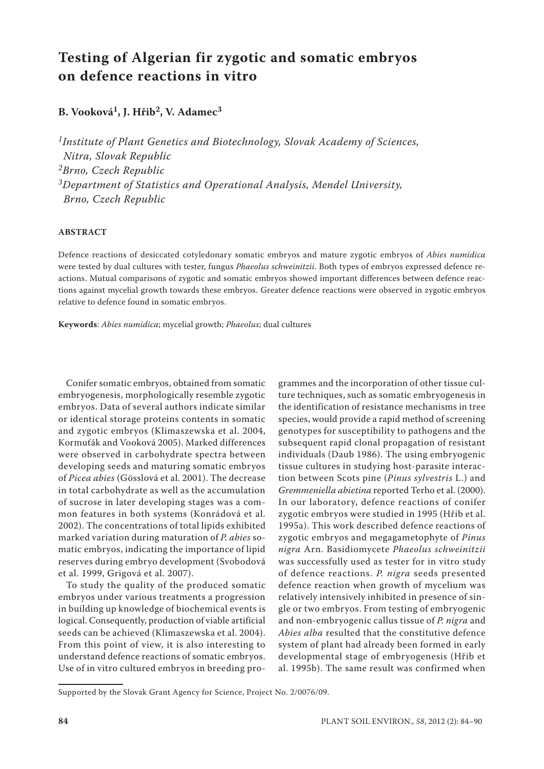# Testing of Algerian fir zygotic and somatic embryos on defence reactions in vitro

**B. Vooková[1], J. Hřib[2], V. Adamec[3]**

*[1]Institute of Plant Genetics and Biotechnology, Slovak Academy of Sciences, Nitra, Slovak Republic*
*[2]Brno, Czech Republic*
*[3]Department of Statistics and Operational Analysis, Mendel University, Brno, Czech Republic*

## ABSTRACT

Defence reactions of desiccated cotyledonary somatic embryos and mature zygotic embryos of *Abies numidica* were tested by dual cultures with tester, fungus *Phaeolus schweinitzii*. Both types of embryos expressed defence reactions. Mutual comparisons of zygotic and somatic embryos showed important differences between defence reactions against mycelial growth towards these embryos. Greater defence reactions were observed in zygotic embryos relative to defence found in somatic embryos.

**Keywords**: *Abies numidica*; mycelial growth; *Phaeolus*; dual cultures

Conifer somatic embryos, obtained from somatic embryogenesis, morphologically resemble zygotic embryos. Data of several authors indicate similar or identical storage proteins contents in somatic and zygotic embryos (Klimaszewska et al. 2004, Kormuťák and Vooková 2005). Marked differences were observed in carbohydrate spectra between developing seeds and maturing somatic embryos of *Picea abies* (Gösslová et al. 2001). The decrease in total carbohydrate as well as the accumulation of sucrose in later developing stages was a common features in both systems (Konrádová et al. 2002). The concentrations of total lipids exhibited marked variation during maturation of *P. abies* somatic embryos, indicating the importance of lipid reserves during embryo development (Svobodová et al. 1999, Grigová et al. 2007).

To study the quality of the produced somatic embryos under various treatments a progression in building up knowledge of biochemical events is logical. Consequently, production of viable artificial seeds can be achieved (Klimaszewska et al. 2004). From this point of view, it is also interesting to understand defence reactions of somatic embryos. Use of in vitro cultured embryos in breeding programmes and the incorporation of other tissue culture techniques, such as somatic embryogenesis in the identification of resistance mechanisms in tree species, would provide a rapid method of screening genotypes for susceptibility to pathogens and the subsequent rapid clonal propagation of resistant individuals (Daub 1986). The using embryogenic tissue cultures in studying host-parasite interaction between Scots pine (*Pinus sylvestris* L.) and *Gremmeniella abietina* reported Terho et al. (2000). In our laboratory, defence reactions of conifer zygotic embryos were studied in 1995 (Hřib et al. 1995a). This work described defence reactions of zygotic embryos and megagametophyte of *Pinus nigra* Arn. Basidiomycete *Phaeolus schweinitzii* was successfully used as tester for in vitro study of defence reactions. *P. nigra* seeds presented defence reaction when growth of mycelium was relatively intensively inhibited in presence of single or two embryos. From testing of embryogenic and non-embryogenic callus tissue of *P. nigra* and *Abies alba* resulted that the constitutive defence system of plant had already been formed in early developmental stage of embryogenesis (Hřib et al. 1995b). The same result was confirmed when

Supported by the Slovak Grant Agency for Science, Project No. 2/0076/09.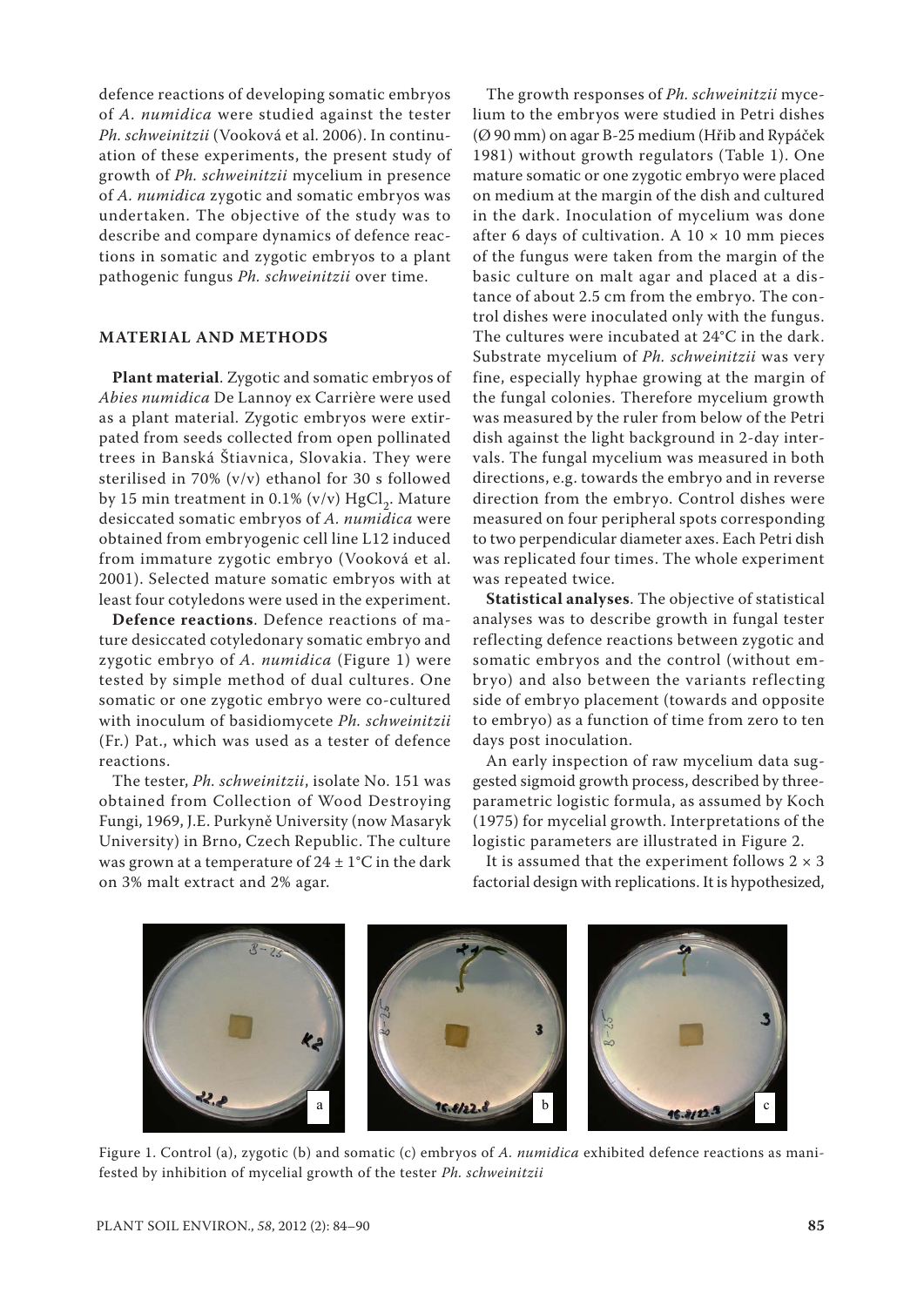defence reactions of developing somatic embryos of *A. numidica* were studied against the tester *Ph. schweinitzii* (Vooková et al. 2006). In continuation of these experiments, the present study of growth of *Ph. schweinitzii* mycelium in presence of *A. numidica* zygotic and somatic embryos was undertaken. The objective of the study was to describe and compare dynamics of defence reactions in somatic and zygotic embryos to a plant pathogenic fungus *Ph. schweinitzii* over time.

## MATERIAL AND METHODS

**Plant material**. Zygotic and somatic embryos of *Abies numidica* De Lannoy ex Carrière were used as a plant material. Zygotic embryos were extirpated from seeds collected from open pollinated trees in Banská Štiavnica, Slovakia. They were sterilised in 70% (v/v) ethanol for 30 s followed by 15 min treatment in 0.1% (v/v) $HgCl_2$. Mature desiccated somatic embryos of *A. numidica* were obtained from embryogenic cell line L12 induced from immature zygotic embryo (Vooková et al. 2001). Selected mature somatic embryos with at least four cotyledons were used in the experiment.

**Defence reactions**. Defence reactions of mature desiccated cotyledonary somatic embryo and zygotic embryo of *A. numidica* (Figure 1) were tested by simple method of dual cultures. One somatic or one zygotic embryo were co-cultured with inoculum of basidiomycete *Ph. schweinitzii* (Fr.) Pat., which was used as a tester of defence reactions.

The tester, *Ph. schweinitzii*, isolate No. 151 was obtained from Collection of Wood Destroying Fungi, 1969, J.E. Purkyně University (now Masaryk University) in Brno, Czech Republic. The culture was grown at a temperature of 24 ± 1°C in the dark on 3% malt extract and 2% agar.

The growth responses of *Ph. schweinitzii* mycelium to the embryos were studied in Petri dishes (Ø 90 mm) on agar B-25 medium (Hřib and Rypáček 1981) without growth regulators (Table 1). One mature somatic or one zygotic embryo were placed on medium at the margin of the dish and cultured in the dark. Inoculation of mycelium was done after 6 days of cultivation. A 10 × 10 mm pieces of the fungus were taken from the margin of the basic culture on malt agar and placed at a distance of about 2.5 cm from the embryo. The control dishes were inoculated only with the fungus. The cultures were incubated at 24°C in the dark. Substrate mycelium of *Ph. schweinitzii* was very fine, especially hyphae growing at the margin of the fungal colonies. Therefore mycelium growth was measured by the ruler from below of the Petri dish against the light background in 2-day intervals. The fungal mycelium was measured in both directions, e.g. towards the embryo and in reverse direction from the embryo. Control dishes were measured on four peripheral spots corresponding to two perpendicular diameter axes. Each Petri dish was replicated four times. The whole experiment was repeated twice.

**Statistical analyses**. The objective of statistical analyses was to describe growth in fungal tester reflecting defence reactions between zygotic and somatic embryos and the control (without embryo) and also between the variants reflecting side of embryo placement (towards and opposite to embryo) as a function of time from zero to ten days post inoculation.

An early inspection of raw mycelium data suggested sigmoid growth process, described by three-parametric logistic formula, as assumed by Koch (1975) for mycelial growth. Interpretations of the logistic parameters are illustrated in Figure 2.

It is assumed that the experiment follows 2 × 3 factorial design with replications. It is hypothesized,

Figure 1. Control (a), zygotic (b) and somatic (c) embryos of *A. numidica* exhibited defence reactions as manifested by inhibition of mycelial growth of the tester *Ph. schweinitzii*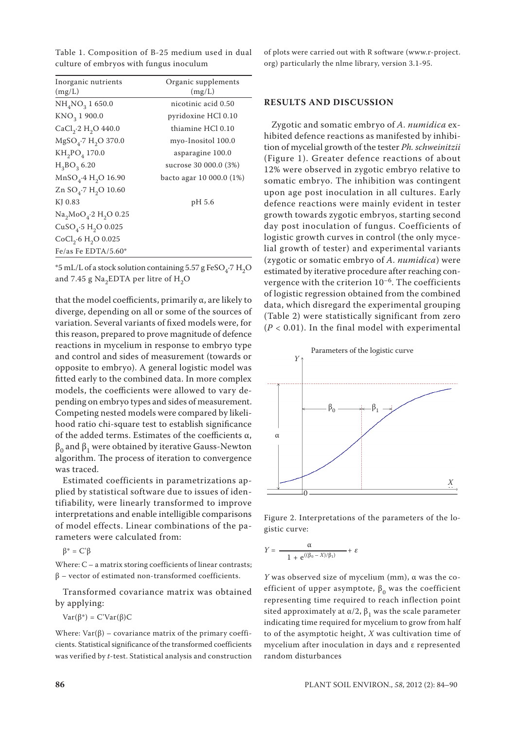Table 1. Composition of B-25 medium used in dual culture of embryos with fungus inoculum

| Inorganic nutrients (mg/L) | Organic supplements (mg/L) |
|---|---|
| $NH_4NO_3$ 1 650.0 | nicotinic acid 0.50 |
| $KNO_3$ 1 900.0 | pyridoxine HCl 0.10 |
| $CaCl_2 \cdot 2\ H_2O$ 440.0 | thiamine HCl 0.10 |
| $MgSO_4 \cdot 7\ H_2O$ 370.0 | myo-Inositol 100.0 |
| $KH_2PO_4$ 170.0 | asparagine 100.0 |
| $H_3BO_3$ 6.20 | sucrose 30 000.0 (3%) |
| $MnSO_4 \cdot 4\ H_2O$ 16.90 | bacto agar 10 000.0 (1%) |
| $ZnSO_4 \cdot 7\ H_2O$ 10.60 | |
| KJ 0.83 | pH 5.6 |
| $Na_2MoO_4 \cdot 2\ H_2O$ 0.25 | |
| $CuSO_4 \cdot 5\ H_2O$ 0.025 | |
| $CoCl_2 \cdot 6\ H_2O$ 0.025 | |
| Fe/as Fe EDTA/5.60* | |

*5 mL/L of a stock solution containing 5.57 g $FeSO_4 \cdot 7\ H_2O$ and 7.45 g $Na_2EDTA$ per litre of $H_2O$

that the model coefficients, primarily $\alpha$, are likely to diverge, depending on all or some of the sources of variation. Several variants of fixed models were, for this reason, prepared to prove magnitude of defence reactions in mycelium in response to embryo type and control and sides of measurement (towards or opposite to embryo). A general logistic model was fitted early to the combined data. In more complex models, the coefficients were allowed to vary depending on embryo types and sides of measurement. Competing nested models were compared by likelihood ratio chi-square test to establish significance of the added terms. Estimates of the coefficients $\alpha$, $\beta_0$ and $\beta_1$ were obtained by iterative Gauss-Newton algorithm. The process of iteration to convergence was traced.

Estimated coefficients in parametrizations applied by statistical software due to issues of identifiability, were linearly transformed to improve interpretations and enable intelligible comparisons of model effects. Linear combinations of the parameters were calculated from:

$$\beta^* = C'\beta$$

Where: C – a matrix storing coefficients of linear contrasts; $\beta$ – vector of estimated non-transformed coefficients.

Transformed covariance matrix was obtained by applying:

$$\mathrm{Var}(\beta^*) = C'\mathrm{Var}(\beta)C$$

Where: $\mathrm{Var}(\beta)$ – covariance matrix of the primary coefficients. Statistical significance of the transformed coefficients was verified by *t*-test. Statistical analysis and construction of plots were carried out with R software (www.r-project.org) particularly the nlme library, version 3.1-95.

## RESULTS AND DISCUSSION

Zygotic and somatic embryo of *A. numidica* exhibited defence reactions as manifested by inhibition of mycelial growth of the tester *Ph. schweinitzii* (Figure 1). Greater defence reactions of about 12% were observed in zygotic embryo relative to somatic embryo. The inhibition was contingent upon age post inoculation in all cultures. Early defence reactions were mainly evident in tester growth towards zygotic embryos, starting second day post inoculation of fungus. Coefficients of logistic growth curves in control (the only mycelial growth of tester) and experimental variants (zygotic or somatic embryo of *A. numidica*) were estimated by iterative procedure after reaching convergence with the criterion $10^{-6}$. The coefficients of logistic regression obtained from the combined data, which disregard the experimental grouping (Table 2) were statistically significant from zero ($P < 0.01$). In the final model with experimental

Figure 2. Interpretations of the parameters of the logistic curve:

$$Y = \frac{\alpha}{1 + e^{((\beta_0 - X)/\beta_1)}} + \varepsilon$$

*Y* was observed size of mycelium (mm), $\alpha$ was the coefficient of upper asymptote, $\beta_0$ was the coefficient representing time required to reach inflection point sited approximately at $\alpha/2$, $\beta_1$ was the scale parameter indicating time required for mycelium to grow from half to of the asymptotic height, *X* was cultivation time of mycelium after inoculation in days and $\varepsilon$ represented random disturbances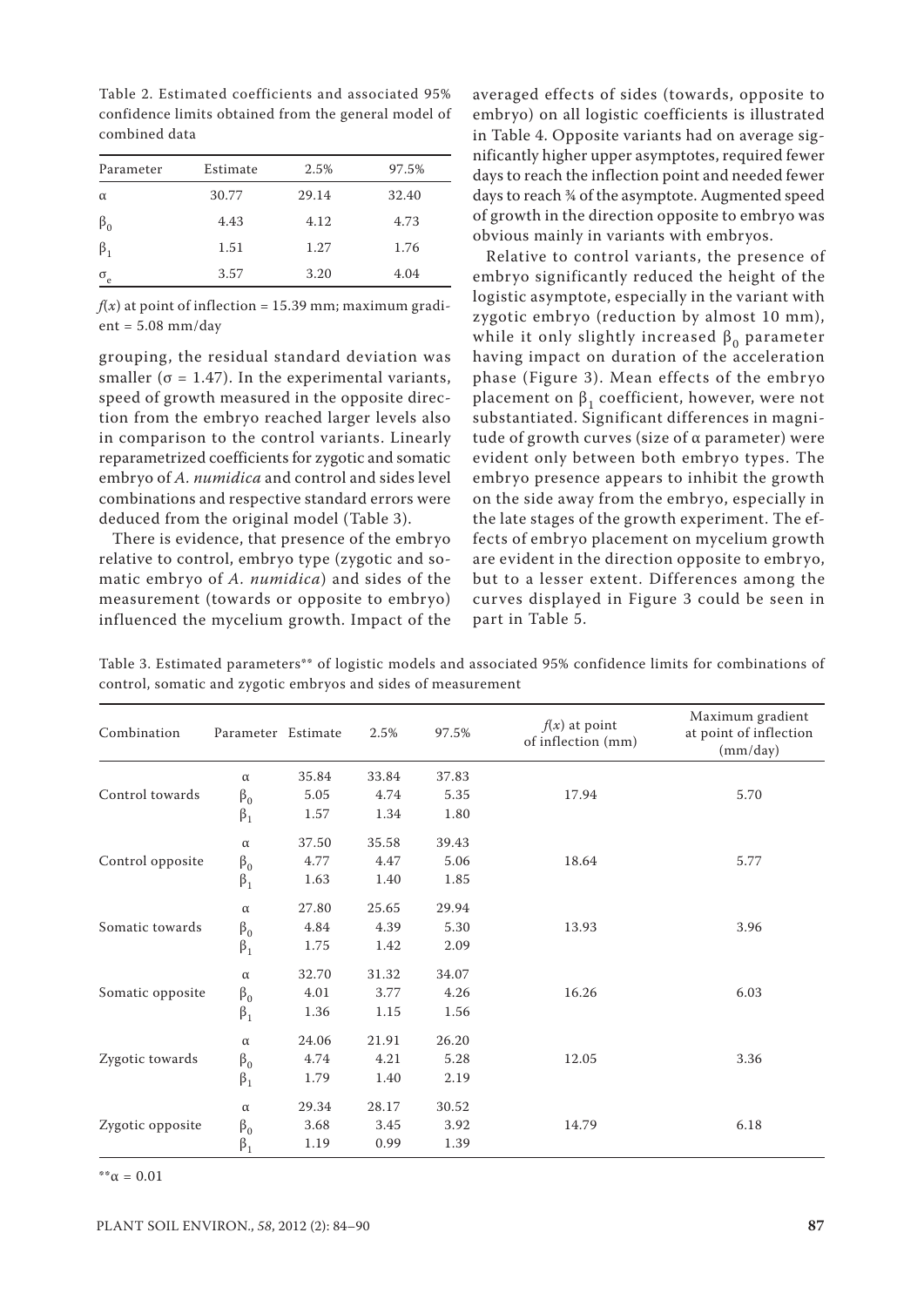Table 2. Estimated coefficients and associated 95% confidence limits obtained from the general model of combined data

| Parameter | Estimate | 2.5% | 97.5% |
|---|---|---|---|
| $\alpha$ | 30.77 | 29.14 | 32.40 |
| $\beta_0$ | 4.43 | 4.12 | 4.73 |
| $\beta_1$ | 1.51 | 1.27 | 1.76 |
| $\sigma_e$ | 3.57 | 3.20 | 4.04 |

$f(x)$ at point of inflection = 15.39 mm; maximum gradient = 5.08 mm/day

grouping, the residual standard deviation was smaller ($\sigma$ = 1.47). In the experimental variants, speed of growth measured in the opposite direction from the embryo reached larger levels also in comparison to the control variants. Linearly reparametrized coefficients for zygotic and somatic embryo of *A. numidica* and control and sides level combinations and respective standard errors were deduced from the original model (Table 3).

There is evidence, that presence of the embryo relative to control, embryo type (zygotic and somatic embryo of *A. numidica*) and sides of the measurement (towards or opposite to embryo) influenced the mycelium growth. Impact of the averaged effects of sides (towards, opposite to embryo) on all logistic coefficients is illustrated in Table 4. Opposite variants had on average significantly higher upper asymptotes, required fewer days to reach the inflection point and needed fewer days to reach ¾ of the asymptote. Augmented speed of growth in the direction opposite to embryo was obvious mainly in variants with embryos.

Relative to control variants, the presence of embryo significantly reduced the height of the logistic asymptote, especially in the variant with zygotic embryo (reduction by almost 10 mm), while it only slightly increased $\beta_0$ parameter having impact on duration of the acceleration phase (Figure 3). Mean effects of the embryo placement on $\beta_1$ coefficient, however, were not substantiated. Significant differences in magnitude of growth curves (size of $\alpha$ parameter) were evident only between both embryo types. The embryo presence appears to inhibit the growth on the side away from the embryo, especially in the late stages of the growth experiment. The effects of embryo placement on mycelium growth are evident in the direction opposite to embryo, but to a lesser extent. Differences among the curves displayed in Figure 3 could be seen in part in Table 5.

Table 3. Estimated parameters** of logistic models and associated 95% confidence limits for combinations of control, somatic and zygotic embryos and sides of measurement

| Combination | Parameter | Estimate | 2.5% | 97.5% | $f(x)$ at point of inflection (mm) | Maximum gradient at point of inflection (mm/day) |
|---|---|---|---|---|---|---|
| Control towards | $\alpha$ | 35.84 | 33.84 | 37.83 | | |
| | $\beta_0$ | 5.05 | 4.74 | 5.35 | 17.94 | 5.70 |
| | $\beta_1$ | 1.57 | 1.34 | 1.80 | | |
| Control opposite | $\alpha$ | 37.50 | 35.58 | 39.43 | | |
| | $\beta_0$ | 4.77 | 4.47 | 5.06 | 18.64 | 5.77 |
| | $\beta_1$ | 1.63 | 1.40 | 1.85 | | |
| Somatic towards | $\alpha$ | 27.80 | 25.65 | 29.94 | | |
| | $\beta_0$ | 4.84 | 4.39 | 5.30 | 13.93 | 3.96 |
| | $\beta_1$ | 1.75 | 1.42 | 2.09 | | |
| Somatic opposite | $\alpha$ | 32.70 | 31.32 | 34.07 | | |
| | $\beta_0$ | 4.01 | 3.77 | 4.26 | 16.26 | 6.03 |
| | $\beta_1$ | 1.36 | 1.15 | 1.56 | | |
| Zygotic towards | $\alpha$ | 24.06 | 21.91 | 26.20 | | |
| | $\beta_0$ | 4.74 | 4.21 | 5.28 | 12.05 | 3.36 |
| | $\beta_1$ | 1.79 | 1.40 | 2.19 | | |
| Zygotic opposite | $\alpha$ | 29.34 | 28.17 | 30.52 | | |
| | $\beta_0$ | 3.68 | 3.45 | 3.92 | 14.79 | 6.18 |
| | $\beta_1$ | 1.19 | 0.99 | 1.39 | | |

**$\alpha$ = 0.01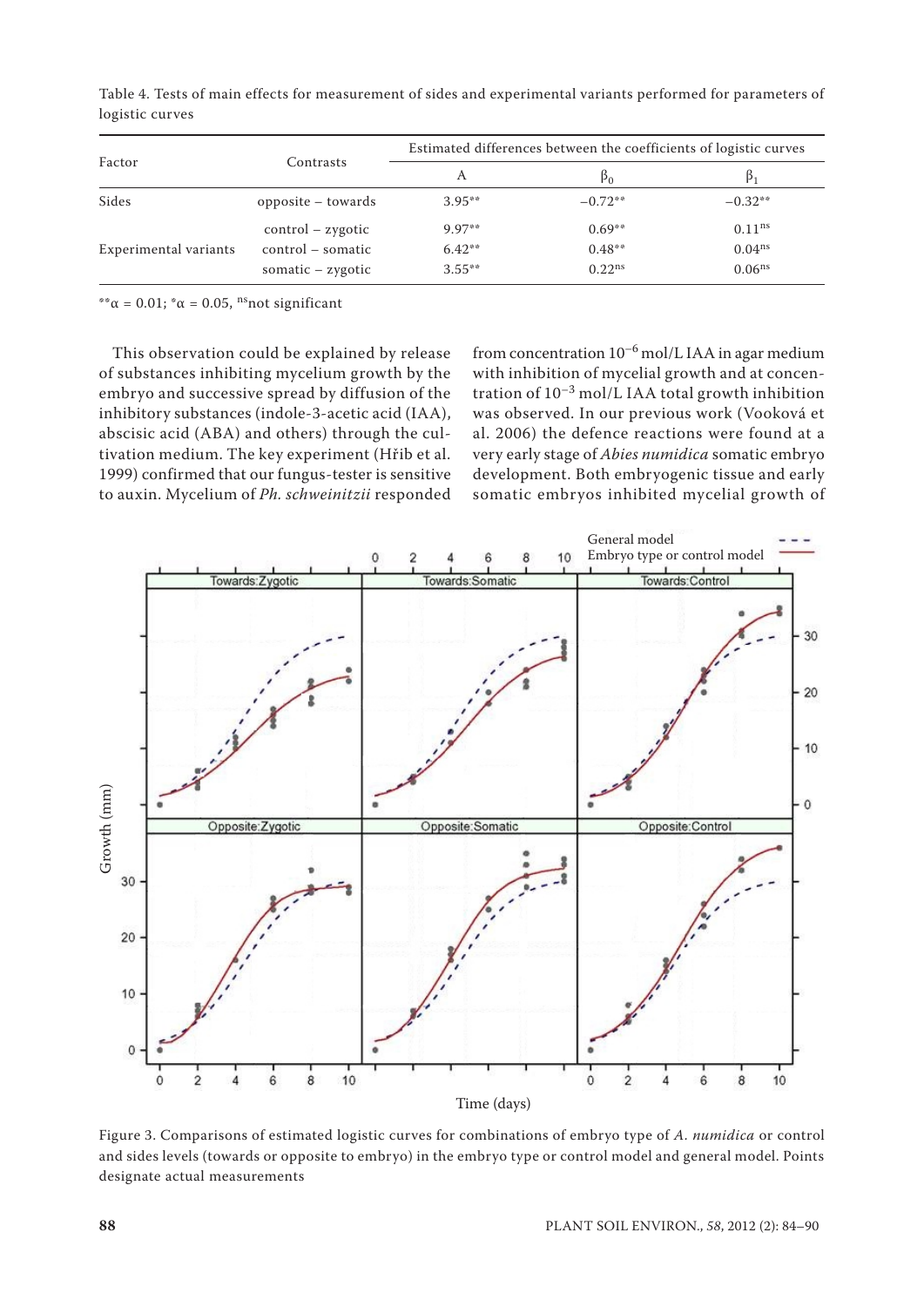Table 4. Tests of main effects for measurement of sides and experimental variants performed for parameters of logistic curves

| Factor | Contrasts | Estimated differences between the coefficients of logistic curves | | |
|---|---|---|---|---|
| | | A | $\beta_0$ | $\beta_1$ |
| Sides | opposite – towards | 3.95** | –0.72** | –0.32** |
| Experimental variants | control – zygotic | 9.97** | 0.69** | 0.11$^{ns}$ |
| | control – somatic | 6.42** | 0.48** | 0.04$^{ns}$ |
| | somatic – zygotic | 3.55** | 0.22$^{ns}$ | 0.06$^{ns}$ |

**α = 0.01; *α = 0.05, $^{ns}$not significant

This observation could be explained by release of substances inhibiting mycelium growth by the embryo and successive spread by diffusion of the inhibitory substances (indole-3-acetic acid (IAA), abscisic acid (ABA) and others) through the cultivation medium. The key experiment (Hřib et al. 1999) confirmed that our fungus-tester is sensitive to auxin. Mycelium of *Ph. schweinitzii* responded from concentration $10^{-6}$ mol/L IAA in agar medium with inhibition of mycelial growth and at concentration of $10^{-3}$ mol/L IAA total growth inhibition was observed. In our previous work (Vooková et al. 2006) the defence reactions were found at a very early stage of *Abies numidica* somatic embryo development. Both embryogenic tissue and early somatic embryos inhibited mycelial growth of

Figure 3. Comparisons of estimated logistic curves for combinations of embryo type of *A. numidica* or control and sides levels (towards or opposite to embryo) in the embryo type or control model and general model. Points designate actual measurements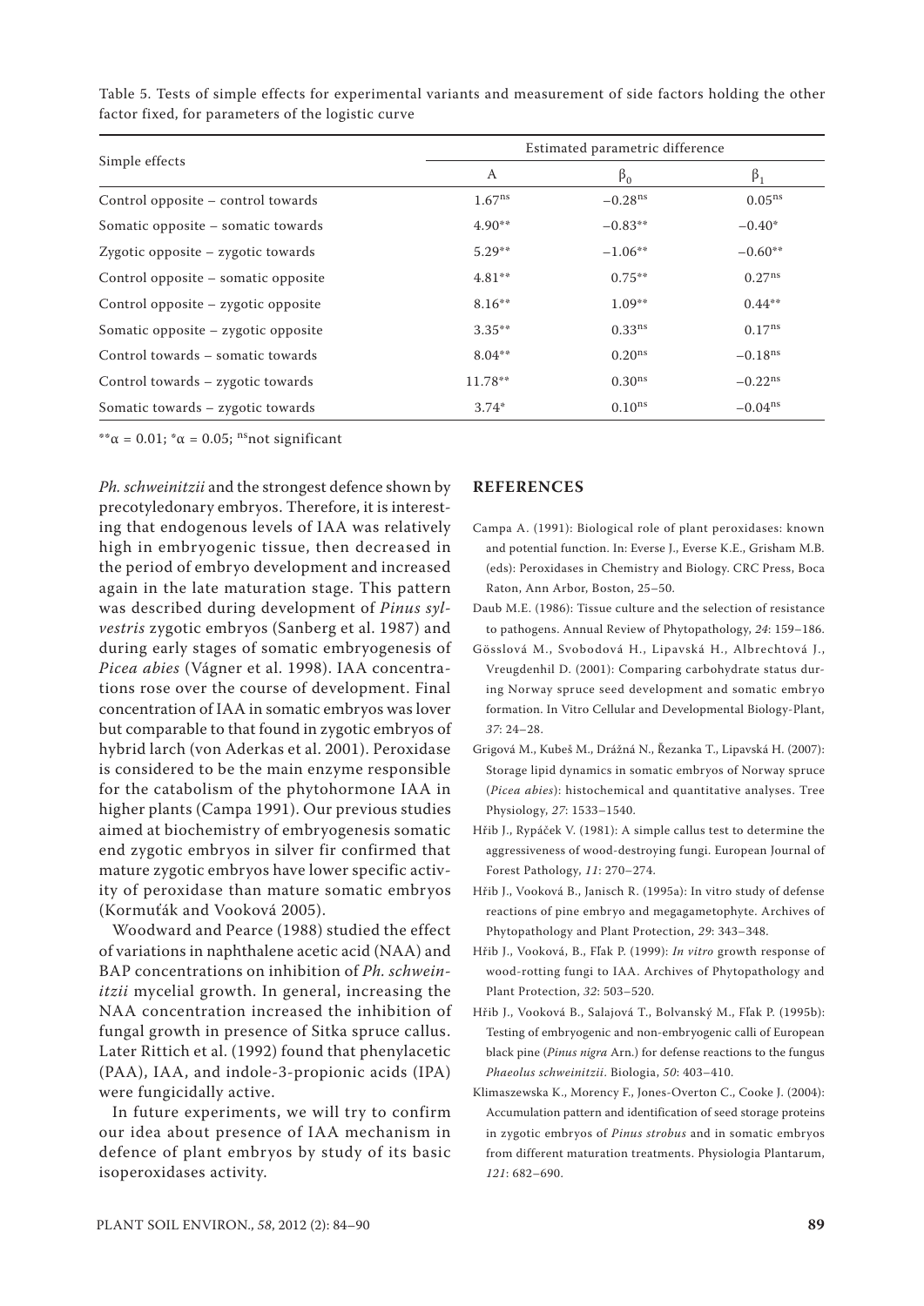Table 5. Tests of simple effects for experimental variants and measurement of side factors holding the other factor fixed, for parameters of the logistic curve

| Simple effects | Estimated parametric difference | | |
|---|---|---|---|
| | A | $\beta_0$ | $\beta_1$ |
| Control opposite – control towards | $1.67^{ns}$ | $-0.28^{ns}$ | $0.05^{ns}$ |
| Somatic opposite – somatic towards | $4.90^{**}$ | $-0.83^{**}$ | $-0.40^{*}$ |
| Zygotic opposite – zygotic towards | $5.29^{**}$ | $-1.06^{**}$ | $-0.60^{**}$ |
| Control opposite – somatic opposite | $4.81^{**}$ | $0.75^{**}$ | $0.27^{ns}$ |
| Control opposite – zygotic opposite | $8.16^{**}$ | $1.09^{**}$ | $0.44^{**}$ |
| Somatic opposite – zygotic opposite | $3.35^{**}$ | $0.33^{ns}$ | $0.17^{ns}$ |
| Control towards – somatic towards | $8.04^{**}$ | $0.20^{ns}$ | $-0.18^{ns}$ |
| Control towards – zygotic towards | $11.78^{**}$ | $0.30^{ns}$ | $-0.22^{ns}$ |
| Somatic towards – zygotic towards | $3.74^{*}$ | $0.10^{ns}$ | $-0.04^{ns}$ |

$^{**}\alpha = 0.01$; $^{*}\alpha = 0.05$; $^{ns}$not significant

*Ph. schweinitzii* and the strongest defence shown by precotyledonary embryos. Therefore, it is interesting that endogenous levels of IAA was relatively high in embryogenic tissue, then decreased in the period of embryo development and increased again in the late maturation stage. This pattern was described during development of *Pinus sylvestris* zygotic embryos (Sanberg et al. 1987) and during early stages of somatic embryogenesis of *Picea abies* (Vágner et al. 1998). IAA concentrations rose over the course of development. Final concentration of IAA in somatic embryos was lover but comparable to that found in zygotic embryos of hybrid larch (von Aderkas et al. 2001). Peroxidase is considered to be the main enzyme responsible for the catabolism of the phytohormone IAA in higher plants (Campa 1991). Our previous studies aimed at biochemistry of embryogenesis somatic end zygotic embryos in silver fir confirmed that mature zygotic embryos have lower specific activity of peroxidase than mature somatic embryos (Kormuťák and Vooková 2005).

Woodward and Pearce (1988) studied the effect of variations in naphthalene acetic acid (NAA) and BAP concentrations on inhibition of *Ph. schweinitzii* mycelial growth. In general, increasing the NAA concentration increased the inhibition of fungal growth in presence of Sitka spruce callus. Later Rittich et al. (1992) found that phenylacetic (PAA), IAA, and indole-3-propionic acids (IPA) were fungicidally active.

In future experiments, we will try to confirm our idea about presence of IAA mechanism in defence of plant embryos by study of its basic isoperoxidases activity.

## REFERENCES

Campa A. (1991): Biological role of plant peroxidases: known and potential function. In: Everse J., Everse K.E., Grisham M.B. (eds): Peroxidases in Chemistry and Biology. CRC Press, Boca Raton, Ann Arbor, Boston, 25–50.

Daub M.E. (1986): Tissue culture and the selection of resistance to pathogens. Annual Review of Phytopathology, *24*: 159–186.

Gösslová M., Svobodová H., Lipavská H., Albrechtová J., Vreugdenhil D. (2001): Comparing carbohydrate status during Norway spruce seed development and somatic embryo formation. In Vitro Cellular and Developmental Biology-Plant, *37*: 24–28.

Grigová M., Kubeš M., Drážná N., Řezanka T., Lipavská H. (2007): Storage lipid dynamics in somatic embryos of Norway spruce (*Picea abies*): histochemical and quantitative analyses. Tree Physiology, *27*: 1533–1540.

Hřib J., Rypáček V. (1981): A simple callus test to determine the aggressiveness of wood-destroying fungi. European Journal of Forest Pathology, *11*: 270–274.

Hřib J., Vooková B., Janisch R. (1995a): In vitro study of defense reactions of pine embryo and megagametophyte. Archives of Phytopathology and Plant Protection, *29*: 343–348.

Hřib J., Vooková, B., Fľak P. (1999): *In vitro* growth response of wood-rotting fungi to IAA. Archives of Phytopathology and Plant Protection, *32*: 503–520.

Hřib J., Vooková B., Salajová T., Bolvanský M., Fľak P. (1995b): Testing of embryogenic and non-embryogenic calli of European black pine (*Pinus nigra* Arn.) for defense reactions to the fungus *Phaeolus schweinitzii*. Biologia, *50*: 403–410.

Klimaszewska K., Morency F., Jones-Overton C., Cooke J. (2004): Accumulation pattern and identification of seed storage proteins in zygotic embryos of *Pinus strobus* and in somatic embryos from different maturation treatments. Physiologia Plantarum, *121*: 682–690.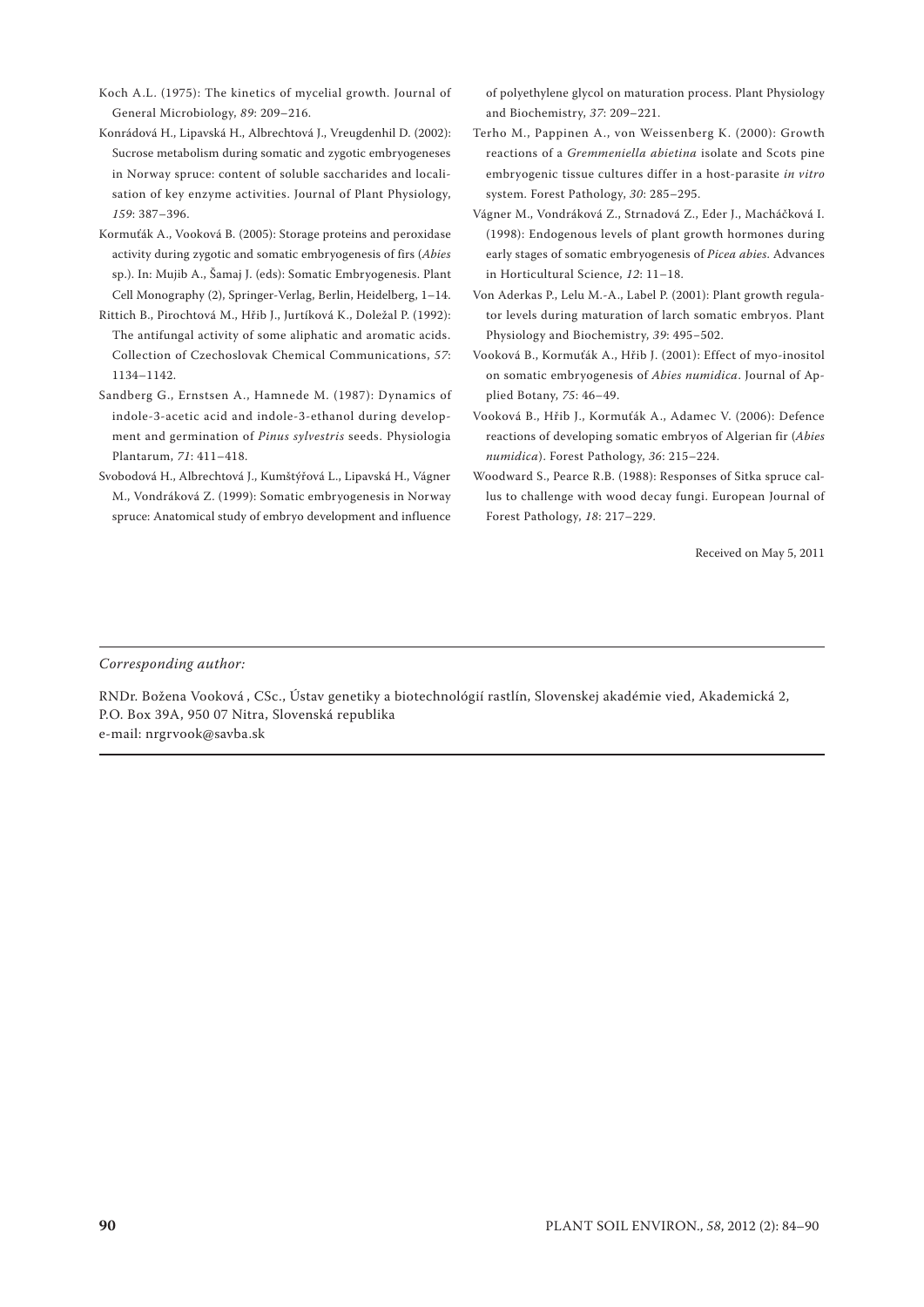Koch A.L. (1975): The kinetics of mycelial growth. Journal of General Microbiology, *89*: 209–216.

Konrádová H., Lipavská H., Albrechtová J., Vreugdenhil D. (2002): Sucrose metabolism during somatic and zygotic embryogeneses in Norway spruce: content of soluble saccharides and localisation of key enzyme activities. Journal of Plant Physiology, *159*: 387–396.

Kormuťák A., Vooková B. (2005): Storage proteins and peroxidase activity during zygotic and somatic embryogenesis of firs (*Abies* sp.). In: Mujib A., Šamaj J. (eds): Somatic Embryogenesis. Plant Cell Monography (2), Springer-Verlag, Berlin, Heidelberg, 1–14.

Rittich B., Pirochtová M., Hřib J., Jurtíková K., Doležal P. (1992): The antifungal activity of some aliphatic and aromatic acids. Collection of Czechoslovak Chemical Communications, *57*: 1134–1142.

Sandberg G., Ernstsen A., Hamnede M. (1987): Dynamics of indole-3-acetic acid and indole-3-ethanol during development and germination of *Pinus sylvestris* seeds. Physiologia Plantarum, *71*: 411–418.

Svobodová H., Albrechtová J., Kumštýřová L., Lipavská H., Vágner M., Vondráková Z. (1999): Somatic embryogenesis in Norway spruce: Anatomical study of embryo development and influence of polyethylene glycol on maturation process. Plant Physiology and Biochemistry, *37*: 209–221.

Terho M., Pappinen A., von Weissenberg K. (2000): Growth reactions of a *Gremmeniella abietina* isolate and Scots pine embryogenic tissue cultures differ in a host-parasite *in vitro* system. Forest Pathology, *30*: 285–295.

Vágner M., Vondráková Z., Strnadová Z., Eder J., Macháčková I. (1998): Endogenous levels of plant growth hormones during early stages of somatic embryogenesis of *Picea abies*. Advances in Horticultural Science, *12*: 11–18.

Von Aderkas P., Lelu M.-A., Label P. (2001): Plant growth regulator levels during maturation of larch somatic embryos. Plant Physiology and Biochemistry, *39*: 495–502.

Vooková B., Kormuťák A., Hřib J. (2001): Effect of myo-inositol on somatic embryogenesis of *Abies numidica*. Journal of Applied Botany, *75*: 46–49.

Vooková B., Hřib J., Kormuťák A., Adamec V. (2006): Defence reactions of developing somatic embryos of Algerian fir (*Abies numidica*). Forest Pathology, *36*: 215–224.

Woodward S., Pearce R.B. (1988): Responses of Sitka spruce callus to challenge with wood decay fungi. European Journal of Forest Pathology, *18*: 217–229.

Received on May 5, 2011

---

*Corresponding author:*

RNDr. Božena Vooková , CSc., Ústav genetiky a biotechnológií rastlín, Slovenskej akadémie vied, Akademická 2, P.O. Box 39A, 950 07 Nitra, Slovenská republika
e-mail: nrgrvook@savba.sk